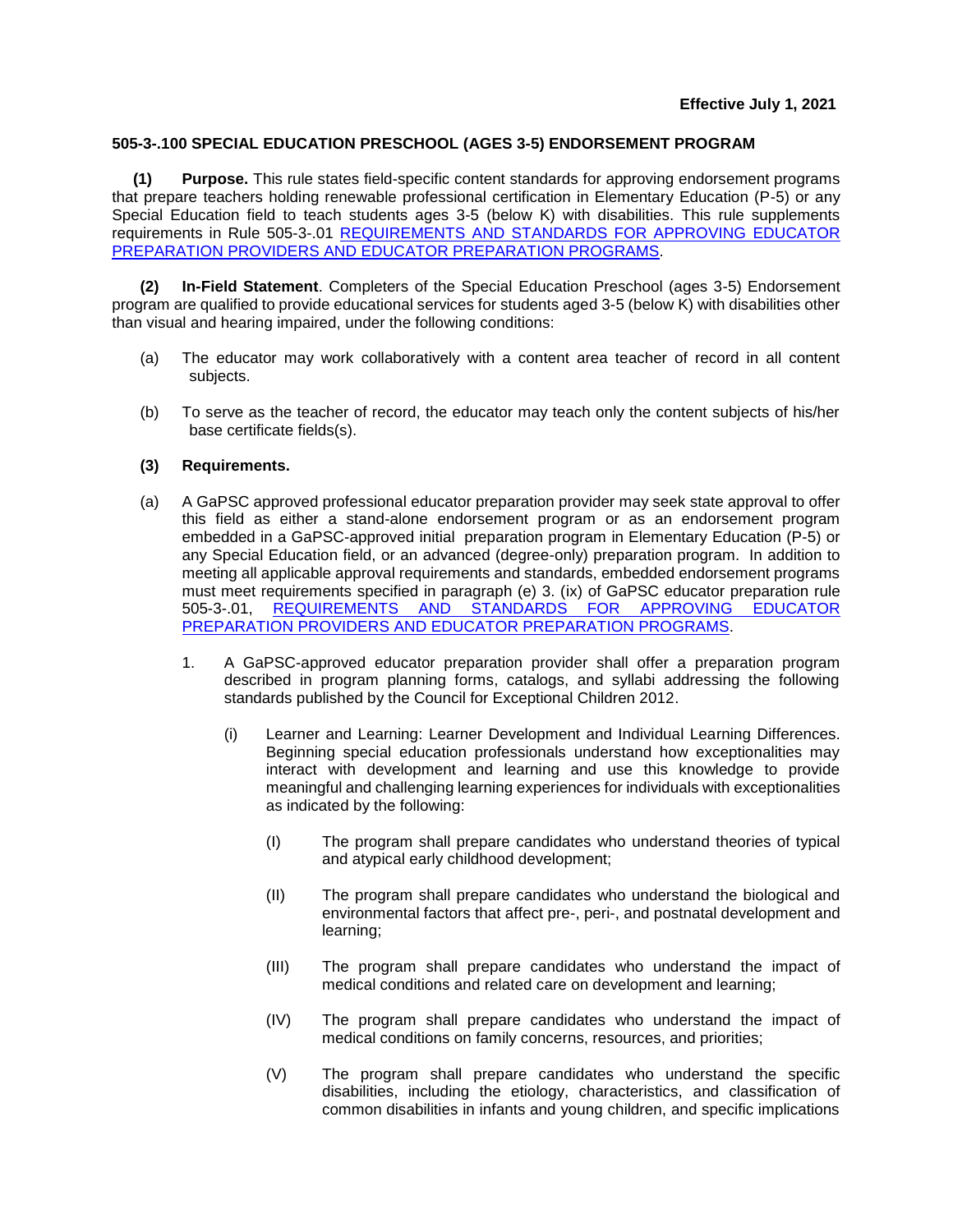**Effective July 1, 2021**

**505-3-.100 SPECIAL EDUCATION PRESCHOOL (AGES 3-5) ENDORSEMENT PROGRAM**

**(1) Purpose.** This rule states field-specific content standards for approving endorsement programs that prepare teachers holding renewable professional certification in Elementary Education (P-5) or any Special Education field to teach students ages 3-5 (below K) with disabilities. This rule supplements requirements in Rule 505-3-.01 [REQUIREMENTS AND STANDARDS FOR APPROVING EDUCATOR PREPARATION PROVIDERS AND EDUCATOR PREPARATION PROGRAMS](#).

**(2) In-Field Statement**. Completers of the Special Education Preschool (ages 3-5) Endorsement program are qualified to provide educational services for students aged 3-5 (below K) with disabilities other than visual and hearing impaired, under the following conditions:

(a) The educator may work collaboratively with a content area teacher of record in all content subjects.

(b) To serve as the teacher of record, the educator may teach only the content subjects of his/her base certificate fields(s).

**(3) Requirements.**

(a) A GaPSC approved professional educator preparation provider may seek state approval to offer this field as either a stand-alone endorsement program or as an endorsement program embedded in a GaPSC-approved initial preparation program in Elementary Education (P-5) or any Special Education field, or an advanced (degree-only) preparation program. In addition to meeting all applicable approval requirements and standards, embedded endorsement programs must meet requirements specified in paragraph (e) 3. (ix) of GaPSC educator preparation rule 505-3-.01, [REQUIREMENTS AND STANDARDS FOR APPROVING EDUCATOR PREPARATION PROVIDERS AND EDUCATOR PREPARATION PROGRAMS](#).

1. A GaPSC-approved educator preparation provider shall offer a preparation program described in program planning forms, catalogs, and syllabi addressing the following standards published by the Council for Exceptional Children 2012.

   (i) Learner and Learning: Learner Development and Individual Learning Differences. Beginning special education professionals understand how exceptionalities may interact with development and learning and use this knowledge to provide meaningful and challenging learning experiences for individuals with exceptionalities as indicated by the following:

      (I) The program shall prepare candidates who understand theories of typical and atypical early childhood development;

      (II) The program shall prepare candidates who understand the biological and environmental factors that affect pre-, peri-, and postnatal development and learning;

      (III) The program shall prepare candidates who understand the impact of medical conditions and related care on development and learning;

      (IV) The program shall prepare candidates who understand the impact of medical conditions on family concerns, resources, and priorities;

      (V) The program shall prepare candidates who understand the specific disabilities, including the etiology, characteristics, and classification of common disabilities in infants and young children, and specific implications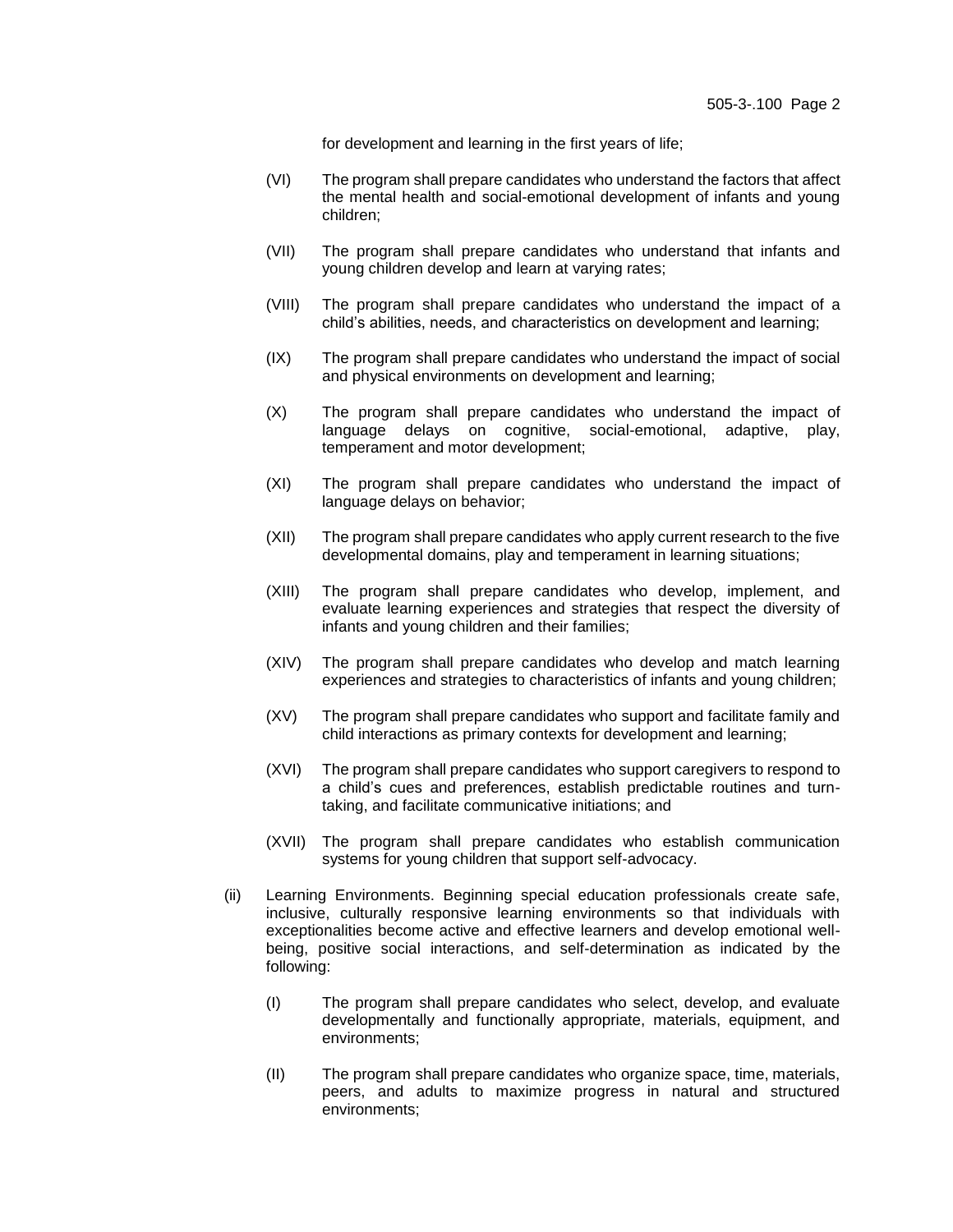for development and learning in the first years of life;

(VI) The program shall prepare candidates who understand the factors that affect the mental health and social-emotional development of infants and young children;

(VII) The program shall prepare candidates who understand that infants and young children develop and learn at varying rates;

(VIII) The program shall prepare candidates who understand the impact of a child's abilities, needs, and characteristics on development and learning;

(IX) The program shall prepare candidates who understand the impact of social and physical environments on development and learning;

(X) The program shall prepare candidates who understand the impact of language delays on cognitive, social-emotional, adaptive, play, temperament and motor development;

(XI) The program shall prepare candidates who understand the impact of language delays on behavior;

(XII) The program shall prepare candidates who apply current research to the five developmental domains, play and temperament in learning situations;

(XIII) The program shall prepare candidates who develop, implement, and evaluate learning experiences and strategies that respect the diversity of infants and young children and their families;

(XIV) The program shall prepare candidates who develop and match learning experiences and strategies to characteristics of infants and young children;

(XV) The program shall prepare candidates who support and facilitate family and child interactions as primary contexts for development and learning;

(XVI) The program shall prepare candidates who support caregivers to respond to a child's cues and preferences, establish predictable routines and turn-taking, and facilitate communicative initiations; and

(XVII) The program shall prepare candidates who establish communication systems for young children that support self-advocacy.

(ii) Learning Environments. Beginning special education professionals create safe, inclusive, culturally responsive learning environments so that individuals with exceptionalities become active and effective learners and develop emotional well-being, positive social interactions, and self-determination as indicated by the following:

(I) The program shall prepare candidates who select, develop, and evaluate developmentally and functionally appropriate, materials, equipment, and environments;

(II) The program shall prepare candidates who organize space, time, materials, peers, and adults to maximize progress in natural and structured environments;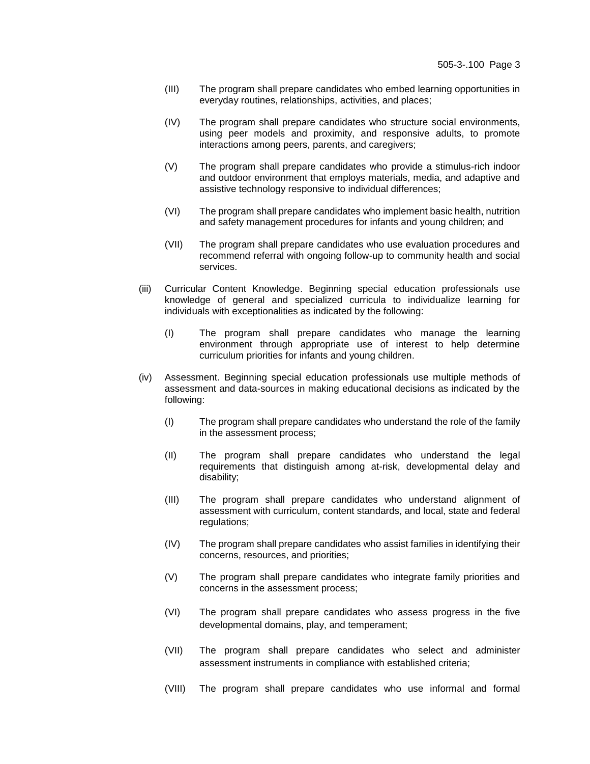(III) The program shall prepare candidates who embed learning opportunities in everyday routines, relationships, activities, and places;

(IV) The program shall prepare candidates who structure social environments, using peer models and proximity, and responsive adults, to promote interactions among peers, parents, and caregivers;

(V) The program shall prepare candidates who provide a stimulus-rich indoor and outdoor environment that employs materials, media, and adaptive and assistive technology responsive to individual differences;

(VI) The program shall prepare candidates who implement basic health, nutrition and safety management procedures for infants and young children; and

(VII) The program shall prepare candidates who use evaluation procedures and recommend referral with ongoing follow-up to community health and social services.

(iii) Curricular Content Knowledge. Beginning special education professionals use knowledge of general and specialized curricula to individualize learning for individuals with exceptionalities as indicated by the following:

(I) The program shall prepare candidates who manage the learning environment through appropriate use of interest to help determine curriculum priorities for infants and young children.

(iv) Assessment. Beginning special education professionals use multiple methods of assessment and data-sources in making educational decisions as indicated by the following:

(I) The program shall prepare candidates who understand the role of the family in the assessment process;

(II) The program shall prepare candidates who understand the legal requirements that distinguish among at-risk, developmental delay and disability;

(III) The program shall prepare candidates who understand alignment of assessment with curriculum, content standards, and local, state and federal regulations;

(IV) The program shall prepare candidates who assist families in identifying their concerns, resources, and priorities;

(V) The program shall prepare candidates who integrate family priorities and concerns in the assessment process;

(VI) The program shall prepare candidates who assess progress in the five developmental domains, play, and temperament;

(VII) The program shall prepare candidates who select and administer assessment instruments in compliance with established criteria;

(VIII) The program shall prepare candidates who use informal and formal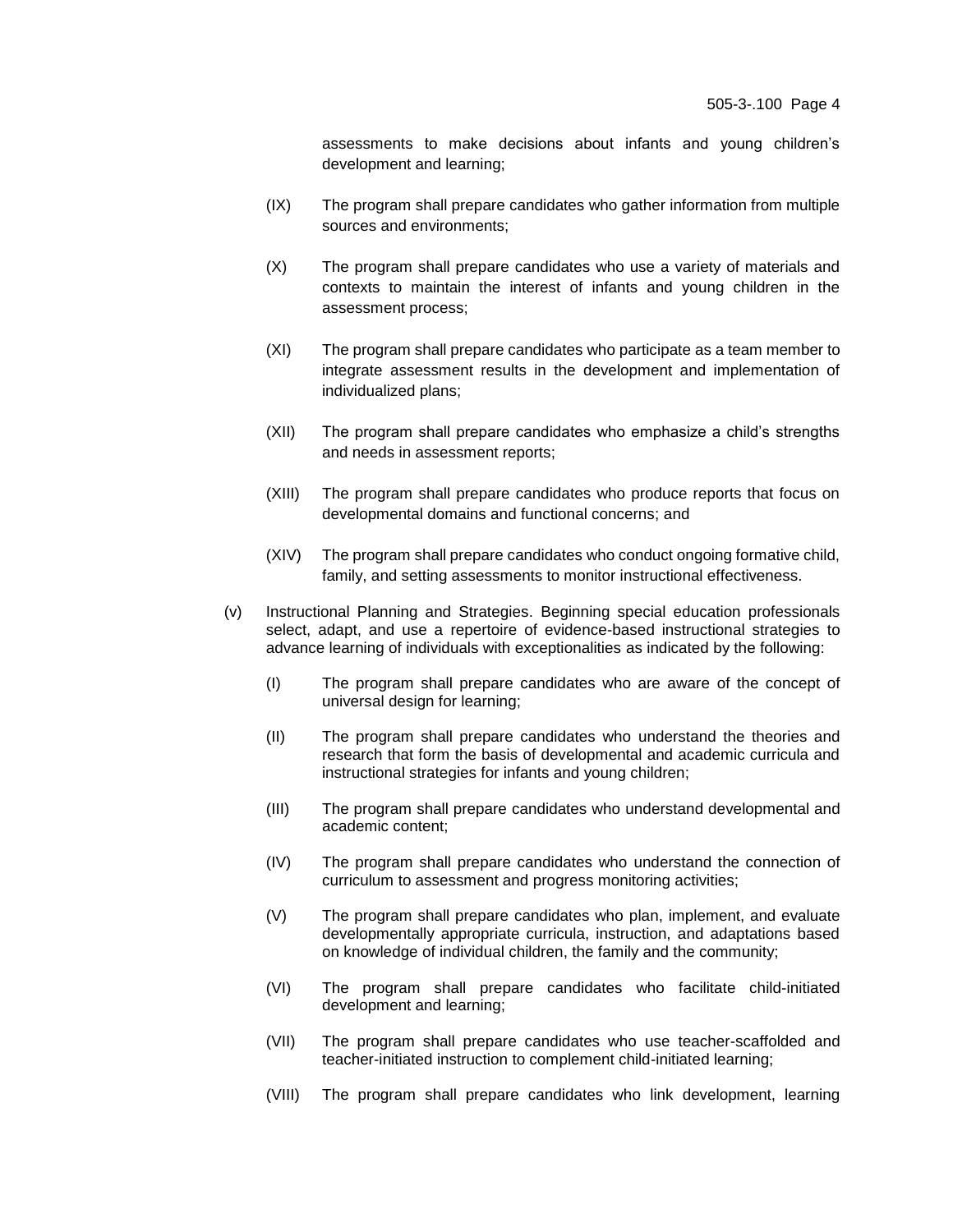assessments to make decisions about infants and young children's development and learning;

(IX) The program shall prepare candidates who gather information from multiple sources and environments;

(X) The program shall prepare candidates who use a variety of materials and contexts to maintain the interest of infants and young children in the assessment process;

(XI) The program shall prepare candidates who participate as a team member to integrate assessment results in the development and implementation of individualized plans;

(XII) The program shall prepare candidates who emphasize a child's strengths and needs in assessment reports;

(XIII) The program shall prepare candidates who produce reports that focus on developmental domains and functional concerns; and

(XIV) The program shall prepare candidates who conduct ongoing formative child, family, and setting assessments to monitor instructional effectiveness.

(v) Instructional Planning and Strategies. Beginning special education professionals select, adapt, and use a repertoire of evidence-based instructional strategies to advance learning of individuals with exceptionalities as indicated by the following:

(I) The program shall prepare candidates who are aware of the concept of universal design for learning;

(II) The program shall prepare candidates who understand the theories and research that form the basis of developmental and academic curricula and instructional strategies for infants and young children;

(III) The program shall prepare candidates who understand developmental and academic content;

(IV) The program shall prepare candidates who understand the connection of curriculum to assessment and progress monitoring activities;

(V) The program shall prepare candidates who plan, implement, and evaluate developmentally appropriate curricula, instruction, and adaptations based on knowledge of individual children, the family and the community;

(VI) The program shall prepare candidates who facilitate child-initiated development and learning;

(VII) The program shall prepare candidates who use teacher-scaffolded and teacher-initiated instruction to complement child-initiated learning;

(VIII) The program shall prepare candidates who link development, learning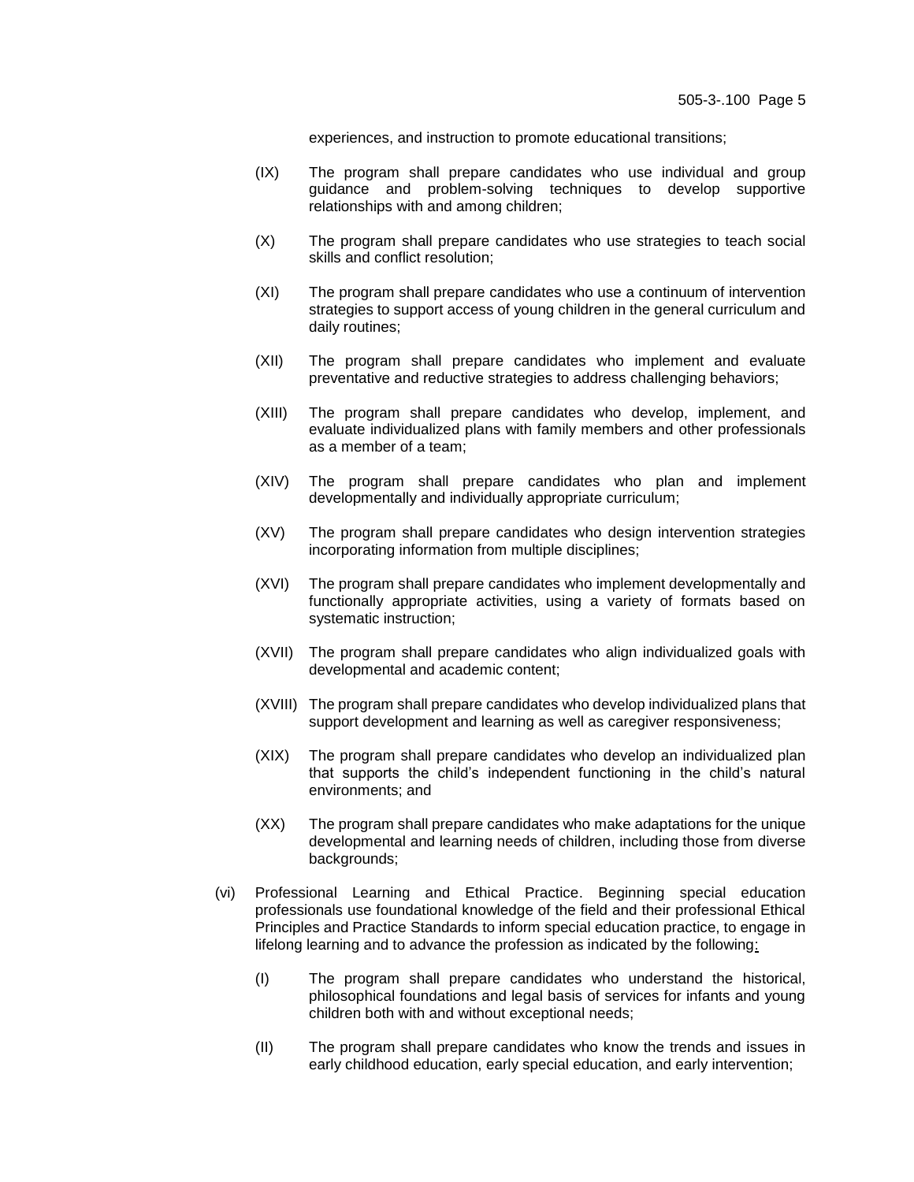experiences, and instruction to promote educational transitions;

(IX) The program shall prepare candidates who use individual and group guidance and problem-solving techniques to develop supportive relationships with and among children;

(X) The program shall prepare candidates who use strategies to teach social skills and conflict resolution;

(XI) The program shall prepare candidates who use a continuum of intervention strategies to support access of young children in the general curriculum and daily routines;

(XII) The program shall prepare candidates who implement and evaluate preventative and reductive strategies to address challenging behaviors;

(XIII) The program shall prepare candidates who develop, implement, and evaluate individualized plans with family members and other professionals as a member of a team;

(XIV) The program shall prepare candidates who plan and implement developmentally and individually appropriate curriculum;

(XV) The program shall prepare candidates who design intervention strategies incorporating information from multiple disciplines;

(XVI) The program shall prepare candidates who implement developmentally and functionally appropriate activities, using a variety of formats based on systematic instruction;

(XVII) The program shall prepare candidates who align individualized goals with developmental and academic content;

(XVIII) The program shall prepare candidates who develop individualized plans that support development and learning as well as caregiver responsiveness;

(XIX) The program shall prepare candidates who develop an individualized plan that supports the child's independent functioning in the child's natural environments; and

(XX) The program shall prepare candidates who make adaptations for the unique developmental and learning needs of children, including those from diverse backgrounds;

(vi) Professional Learning and Ethical Practice. Beginning special education professionals use foundational knowledge of the field and their professional Ethical Principles and Practice Standards to inform special education practice, to engage in lifelong learning and to advance the profession as indicated by the following:

(I) The program shall prepare candidates who understand the historical, philosophical foundations and legal basis of services for infants and young children both with and without exceptional needs;

(II) The program shall prepare candidates who know the trends and issues in early childhood education, early special education, and early intervention;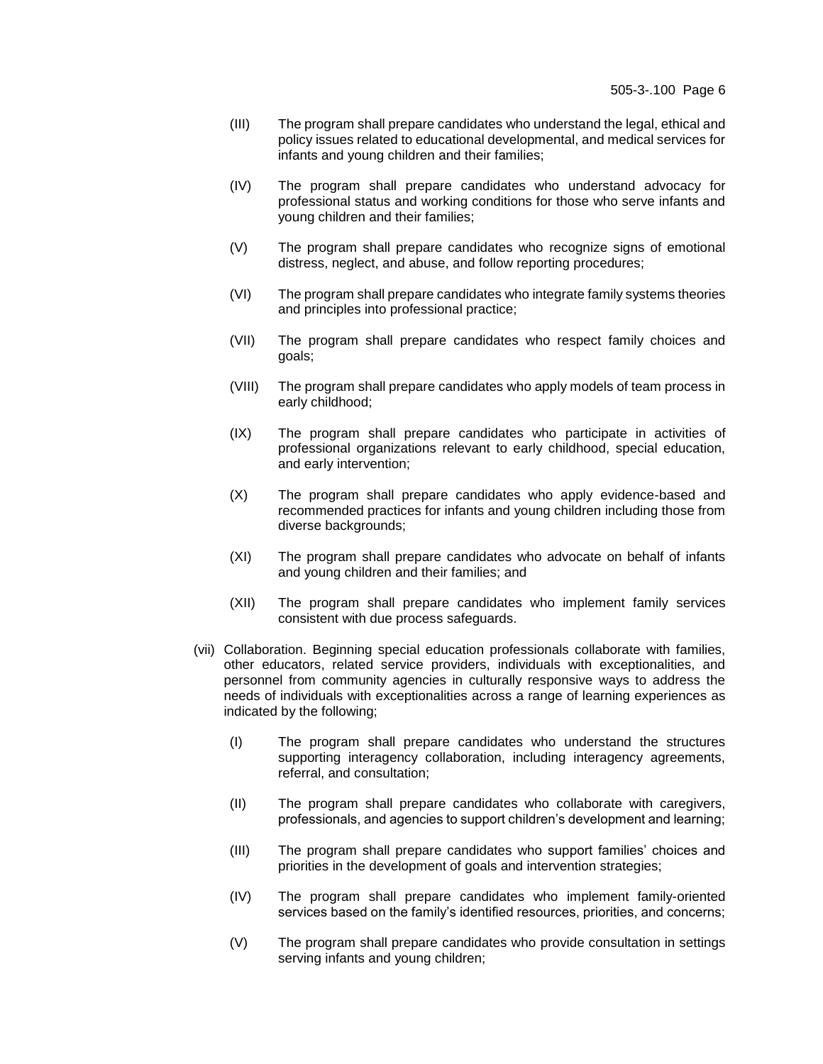(III) The program shall prepare candidates who understand the legal, ethical and policy issues related to educational developmental, and medical services for infants and young children and their families;

(IV) The program shall prepare candidates who understand advocacy for professional status and working conditions for those who serve infants and young children and their families;

(V) The program shall prepare candidates who recognize signs of emotional distress, neglect, and abuse, and follow reporting procedures;

(VI) The program shall prepare candidates who integrate family systems theories and principles into professional practice;

(VII) The program shall prepare candidates who respect family choices and goals;

(VIII) The program shall prepare candidates who apply models of team process in early childhood;

(IX) The program shall prepare candidates who participate in activities of professional organizations relevant to early childhood, special education, and early intervention;

(X) The program shall prepare candidates who apply evidence-based and recommended practices for infants and young children including those from diverse backgrounds;

(XI) The program shall prepare candidates who advocate on behalf of infants and young children and their families; and

(XII) The program shall prepare candidates who implement family services consistent with due process safeguards.

(vii) Collaboration. Beginning special education professionals collaborate with families, other educators, related service providers, individuals with exceptionalities, and personnel from community agencies in culturally responsive ways to address the needs of individuals with exceptionalities across a range of learning experiences as indicated by the following;

(I) The program shall prepare candidates who understand the structures supporting interagency collaboration, including interagency agreements, referral, and consultation;

(II) The program shall prepare candidates who collaborate with caregivers, professionals, and agencies to support children's development and learning;

(III) The program shall prepare candidates who support families' choices and priorities in the development of goals and intervention strategies;

(IV) The program shall prepare candidates who implement family-oriented services based on the family's identified resources, priorities, and concerns;

(V) The program shall prepare candidates who provide consultation in settings serving infants and young children;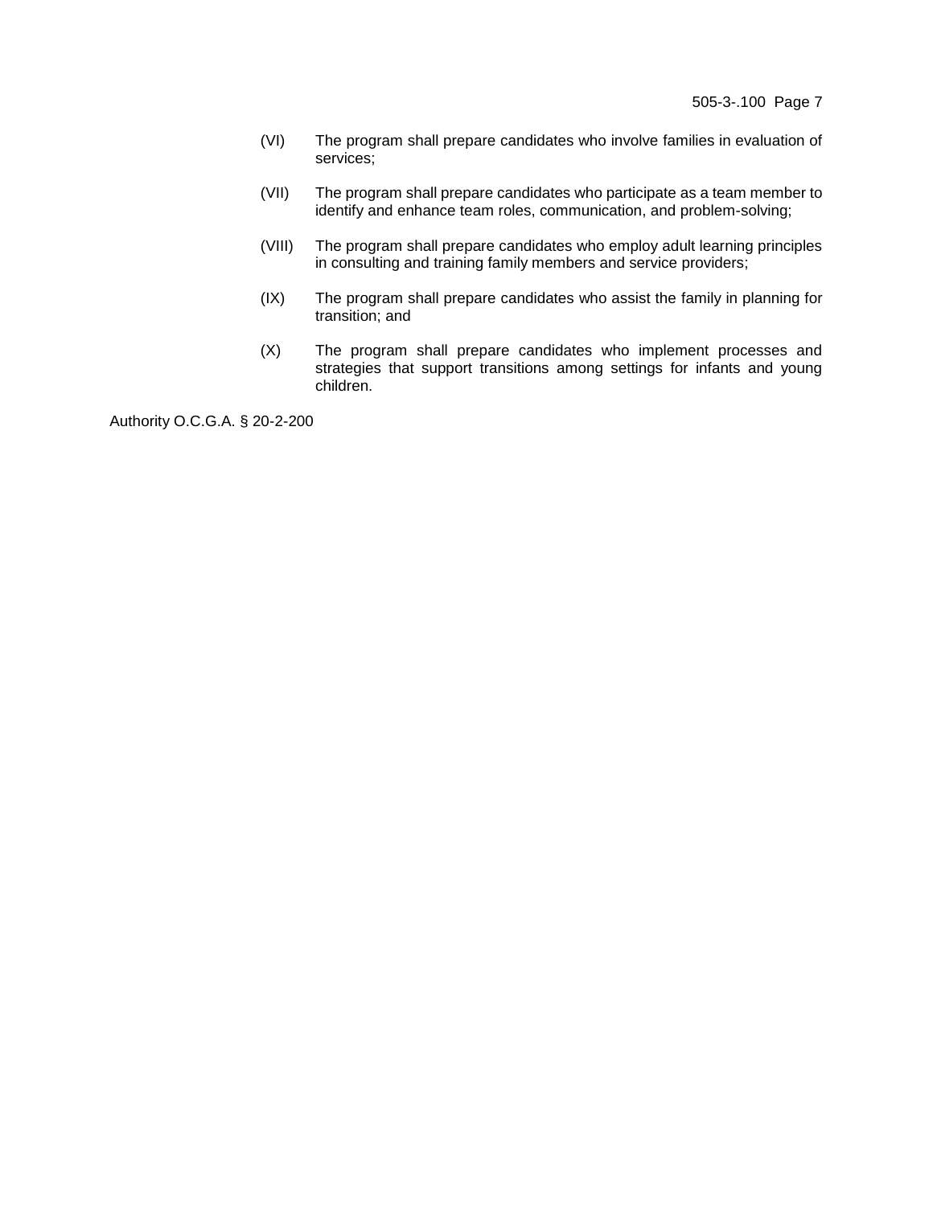(VI) The program shall prepare candidates who involve families in evaluation of services;

(VII) The program shall prepare candidates who participate as a team member to identify and enhance team roles, communication, and problem-solving;

(VIII) The program shall prepare candidates who employ adult learning principles in consulting and training family members and service providers;

(IX) The program shall prepare candidates who assist the family in planning for transition; and

(X) The program shall prepare candidates who implement processes and strategies that support transitions among settings for infants and young children.

Authority O.C.G.A. § 20-2-200